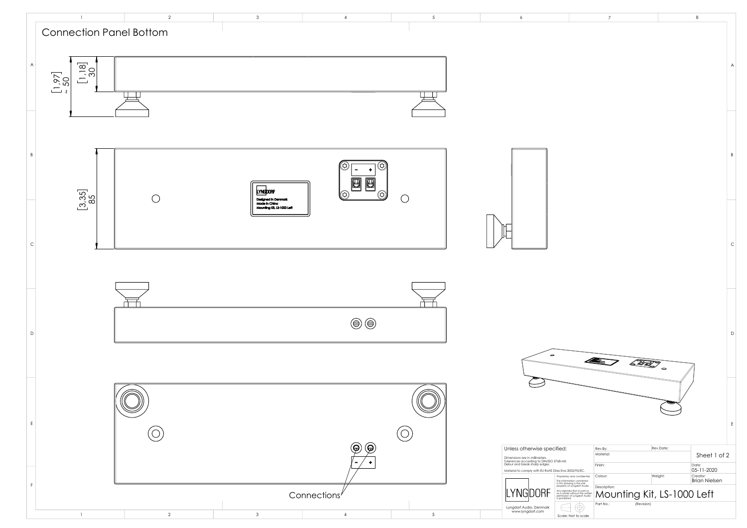# Connection Panel Bottom

[1,97]
~ 50

[1,18]
30

[3,35]
85

LYNGDORF
Designed in Denmark
Made in China
Mounting Kit, LS-1000 Left

\- +

\- +

Connections

| Unless otherwise specified: | | Rev.By: | Rev.Date: | Sheet 1 of 2 |
|---|---|---|---|---|
| Dimensions are in millimeters. Tolerances according to DIN/ISO 2768-mK. Deburr and break sharp edges. | | Material: | | |
| Material to comply with EU RoHS Directive 2002/95/EC. | | Finish: | | Date: 05-11-2020 |
| LYNGDORF | Proprietary and confidential. The information contained in this drawing is the sole property of Lyngdorf Audio. Any reproduction in part or as a whole without the written permission of Lyngdorf Audio is prohibited. | Colour: | Weight: | Creator: Brian Nielsen |
| Lyngdorf Audio, Denmark www.lyngdorf.com | Scale: Not to scale | Description: Mounting Kit, LS-1000 Left | | |
| | | Part No.: | (Revision) | |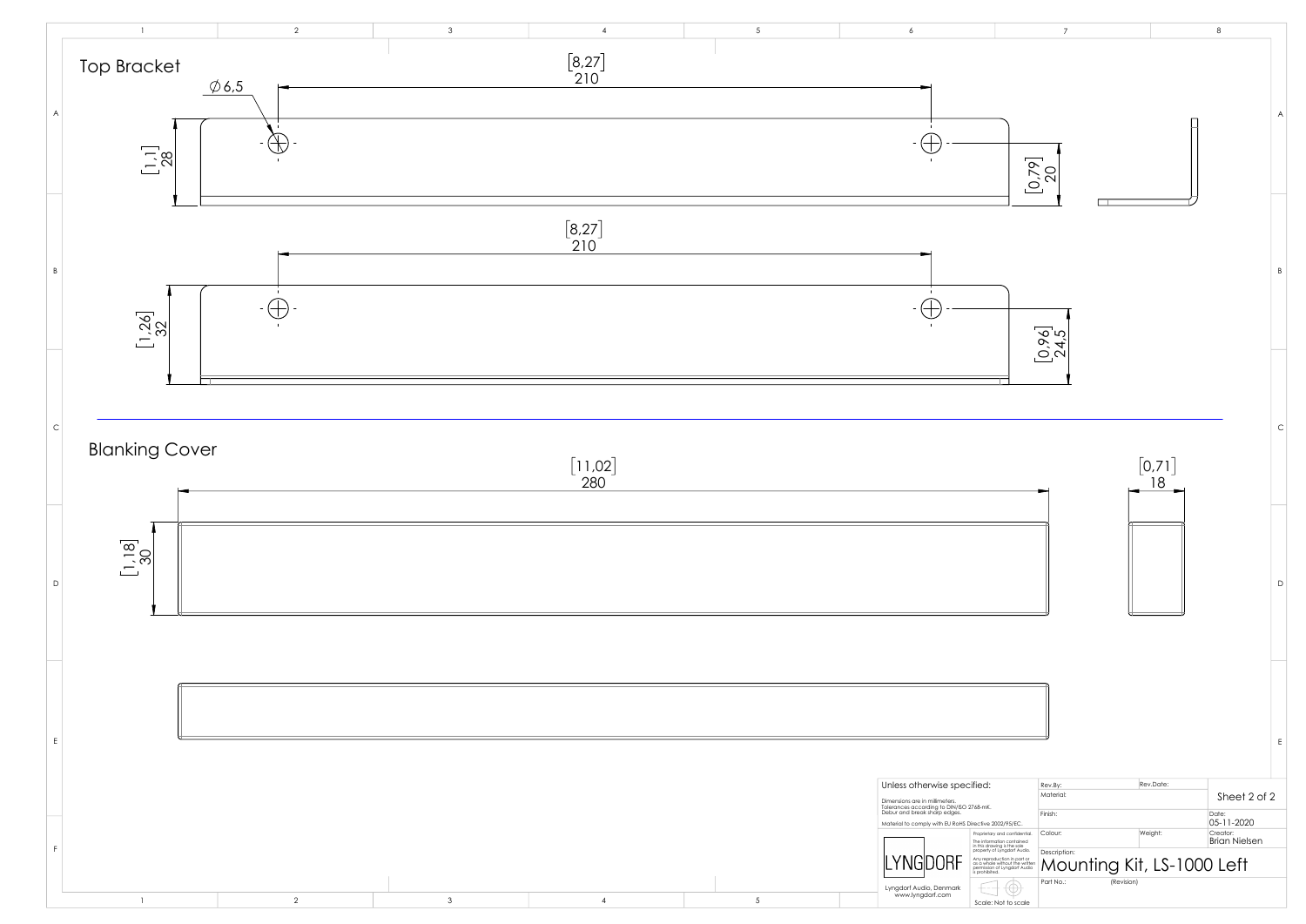## Top Bracket

Ø6,5

[8,27]
210

[1,1]
28

[0,79]
20

[8,27]
210

[1,26]
32

[0,96]
24,5

## Blanking Cover

[11,02]
280

[0,71]
18

[1,18]
30

| | | | | |
|---|---|---|---|---|
| Unless otherwise specified: | Rev.By: | Rev.Date: | | Sheet 2 of 2 |
| Dimensions are in millimeters. Tolerances according to DIN/ISO 2768-mK. Debur and break sharp edges. | Material: | | | |
| Material to comply with EU RoHS Directive 2002/95/EC. | Finish: | | | Date: 05-11-2020 |
| LYNGDORF — Proprietary and confidential. The information contained in this drawing is the sole property of Lyngdorf Audio. Any reproduction in part or as a whole without the written permission of Lyngdorf Audio is prohibited. | Colour: | Weight: | | Creator: Brian Nielsen |
| Lyngdorf Audio, Denmark www.lyngdorf.com | Description: Mounting Kit, LS-1000 Left | | | |
| Scale: Not to scale | Part No.: | (Revision) | | |